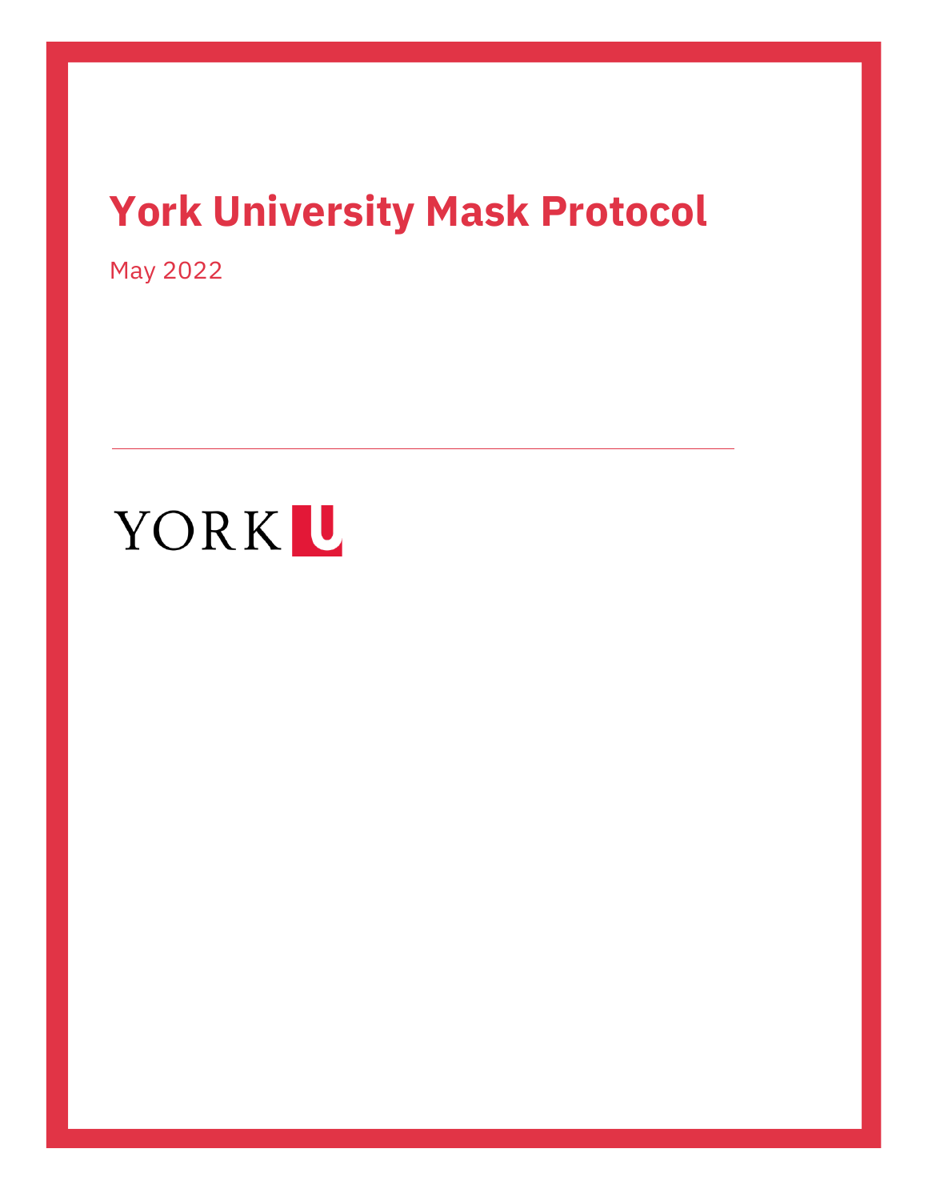# York University Mask Protocol

May 2022

YORK U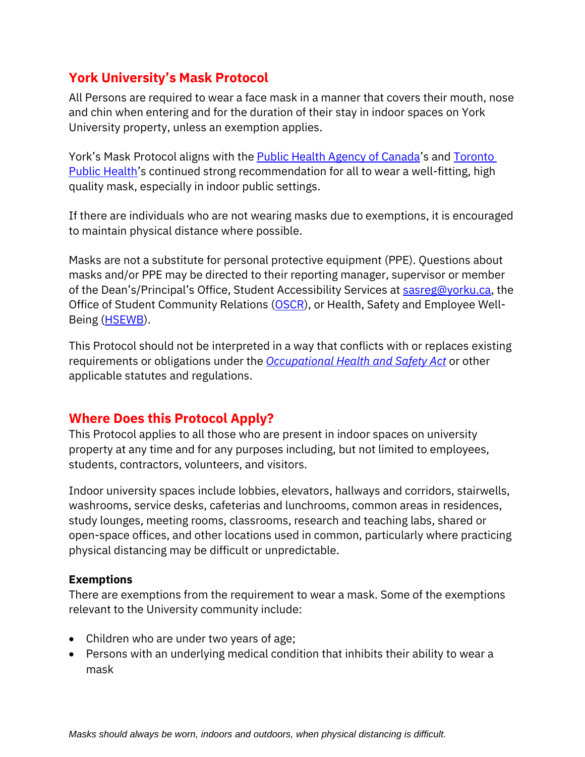## York University's Mask Protocol

All Persons are required to wear a face mask in a manner that covers their mouth, nose and chin when entering and for the duration of their stay in indoor spaces on York University property, unless an exemption applies.

York's Mask Protocol aligns with the Public Health Agency of Canada's and Toronto Public Health's continued strong recommendation for all to wear a well-fitting, high quality mask, especially in indoor public settings.

If there are individuals who are not wearing masks due to exemptions, it is encouraged to maintain physical distance where possible.

Masks are not a substitute for personal protective equipment (PPE). Questions about masks and/or PPE may be directed to their reporting manager, supervisor or member of the Dean's/Principal's Office, Student Accessibility Services at sasreg@yorku.ca, the Office of Student Community Relations (OSCR), or Health, Safety and Employee Well-Being (HSEWB).

This Protocol should not be interpreted in a way that conflicts with or replaces existing requirements or obligations under the *Occupational Health and Safety Act* or other applicable statutes and regulations.

## Where Does this Protocol Apply?

This Protocol applies to all those who are present in indoor spaces on university property at any time and for any purposes including, but not limited to employees, students, contractors, volunteers, and visitors.

Indoor university spaces include lobbies, elevators, hallways and corridors, stairwells, washrooms, service desks, cafeterias and lunchrooms, common areas in residences, study lounges, meeting rooms, classrooms, research and teaching labs, shared or open-space offices, and other locations used in common, particularly where practicing physical distancing may be difficult or unpredictable.

### Exemptions

There are exemptions from the requirement to wear a mask. Some of the exemptions relevant to the University community include:

- Children who are under two years of age;
- Persons with an underlying medical condition that inhibits their ability to wear a mask

*Masks should always be worn, indoors and outdoors, when physical distancing is difficult.*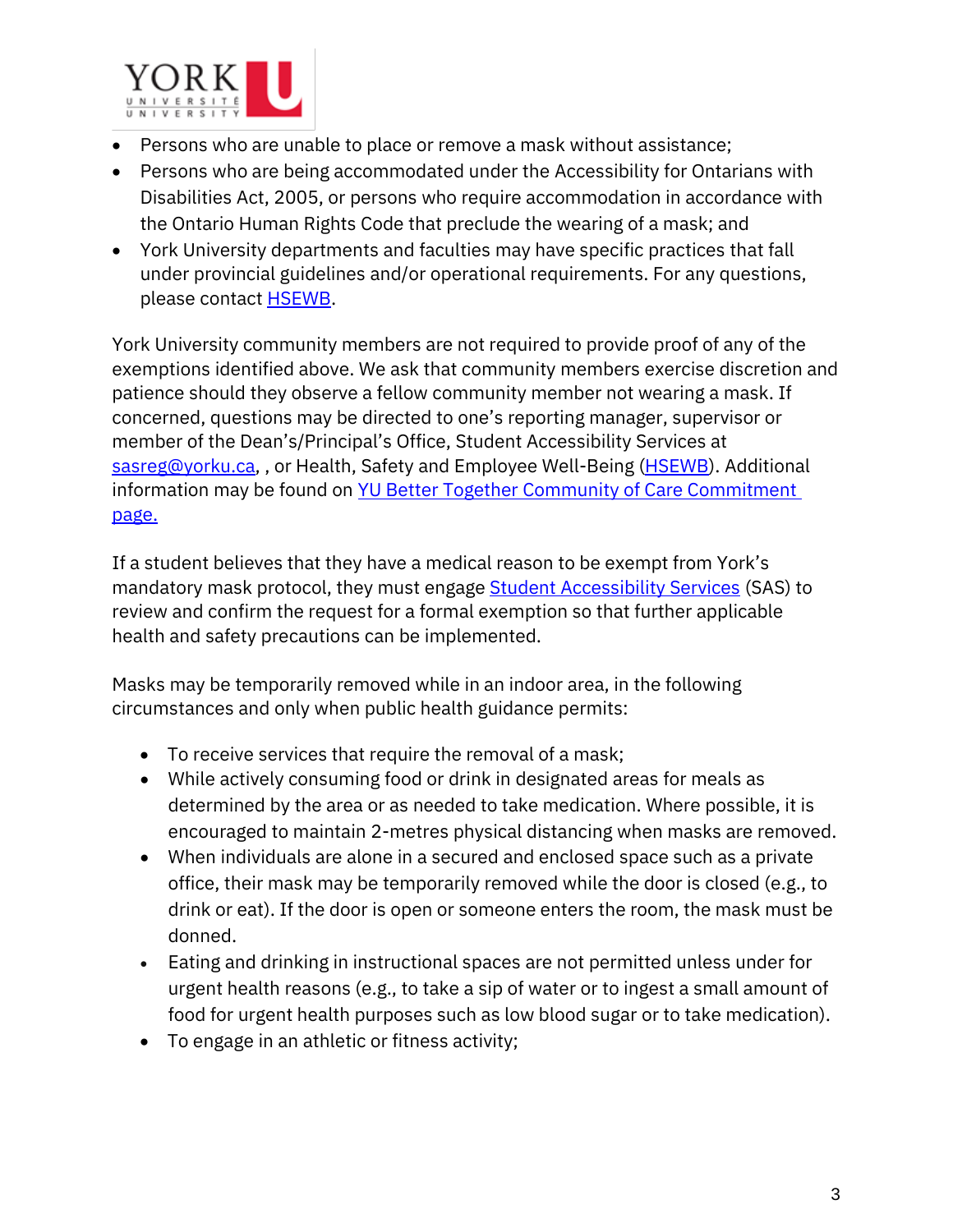- Persons who are unable to place or remove a mask without assistance;
- Persons who are being accommodated under the Accessibility for Ontarians with Disabilities Act, 2005, or persons who require accommodation in accordance with the Ontario Human Rights Code that preclude the wearing of a mask; and
- York University departments and faculties may have specific practices that fall under provincial guidelines and/or operational requirements. For any questions, please contact [HSEWB](HSEWB).

York University community members are not required to provide proof of any of the exemptions identified above. We ask that community members exercise discretion and patience should they observe a fellow community member not wearing a mask. If concerned, questions may be directed to one's reporting manager, supervisor or member of the Dean's/Principal's Office, Student Accessibility Services at [sasreg@yorku.ca](mailto:sasreg@yorku.ca), , or Health, Safety and Employee Well-Being ([HSEWB](HSEWB)). Additional information may be found on [YU Better Together Community of Care Commitment page.](YU Better Together Community of Care Commitment page)

If a student believes that they have a medical reason to be exempt from York's mandatory mask protocol, they must engage [Student Accessibility Services](Student Accessibility Services) (SAS) to review and confirm the request for a formal exemption so that further applicable health and safety precautions can be implemented.

Masks may be temporarily removed while in an indoor area, in the following circumstances and only when public health guidance permits:

- To receive services that require the removal of a mask;
- While actively consuming food or drink in designated areas for meals as determined by the area or as needed to take medication. Where possible, it is encouraged to maintain 2-metres physical distancing when masks are removed.
- When individuals are alone in a secured and enclosed space such as a private office, their mask may be temporarily removed while the door is closed (e.g., to drink or eat). If the door is open or someone enters the room, the mask must be donned.
- Eating and drinking in instructional spaces are not permitted unless under for urgent health reasons (e.g., to take a sip of water or to ingest a small amount of food for urgent health purposes such as low blood sugar or to take medication).
- To engage in an athletic or fitness activity;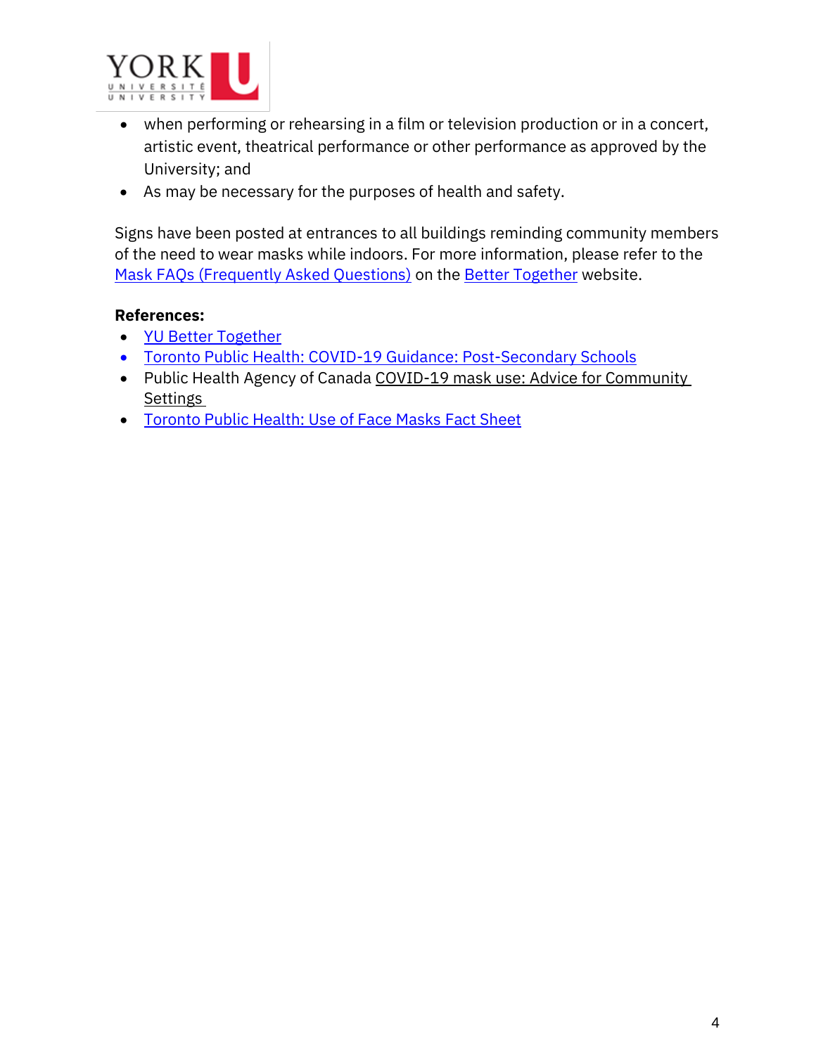- when performing or rehearsing in a film or television production or in a concert, artistic event, theatrical performance or other performance as approved by the University; and
- As may be necessary for the purposes of health and safety.

Signs have been posted at entrances to all buildings reminding community members of the need to wear masks while indoors. For more information, please refer to the Mask FAQs (Frequently Asked Questions) on the Better Together website.

**References:**

- YU Better Together
- Toronto Public Health: COVID-19 Guidance: Post-Secondary Schools
- Public Health Agency of Canada COVID-19 mask use: Advice for Community Settings
- Toronto Public Health: Use of Face Masks Fact Sheet